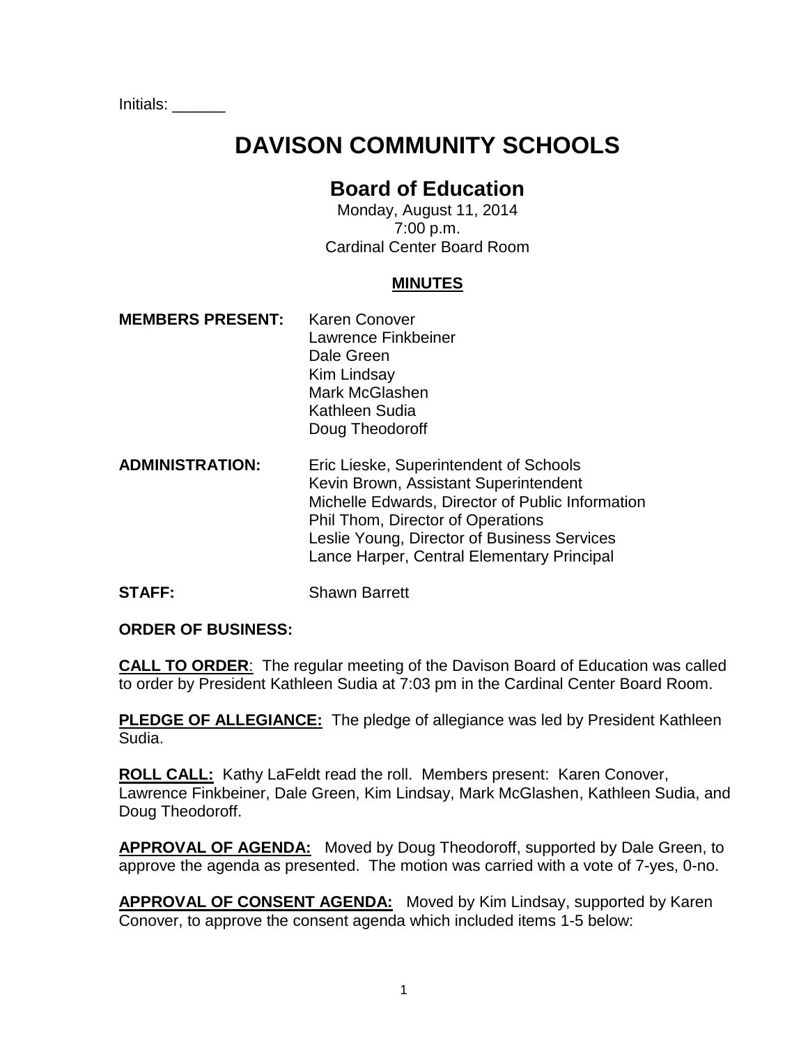Initials: ______

# DAVISON COMMUNITY SCHOOLS

## Board of Education

Monday, August 11, 2014
7:00 p.m.
Cardinal Center Board Room

**MINUTES**

**MEMBERS PRESENT:** Karen Conover
Lawrence Finkbeiner
Dale Green
Kim Lindsay
Mark McGlashen
Kathleen Sudia
Doug Theodoroff

**ADMINISTRATION:** Eric Lieske, Superintendent of Schools
Kevin Brown, Assistant Superintendent
Michelle Edwards, Director of Public Information
Phil Thom, Director of Operations
Leslie Young, Director of Business Services
Lance Harper, Central Elementary Principal

**STAFF:** Shawn Barrett

**ORDER OF BUSINESS:**

**CALL TO ORDER**: The regular meeting of the Davison Board of Education was called to order by President Kathleen Sudia at 7:03 pm in the Cardinal Center Board Room.

**PLEDGE OF ALLEGIANCE:** The pledge of allegiance was led by President Kathleen Sudia.

**ROLL CALL:** Kathy LaFeldt read the roll. Members present: Karen Conover, Lawrence Finkbeiner, Dale Green, Kim Lindsay, Mark McGlashen, Kathleen Sudia, and Doug Theodoroff.

**APPROVAL OF AGENDA:** Moved by Doug Theodoroff, supported by Dale Green, to approve the agenda as presented. The motion was carried with a vote of 7-yes, 0-no.

**APPROVAL OF CONSENT AGENDA:** Moved by Kim Lindsay, supported by Karen Conover, to approve the consent agenda which included items 1-5 below: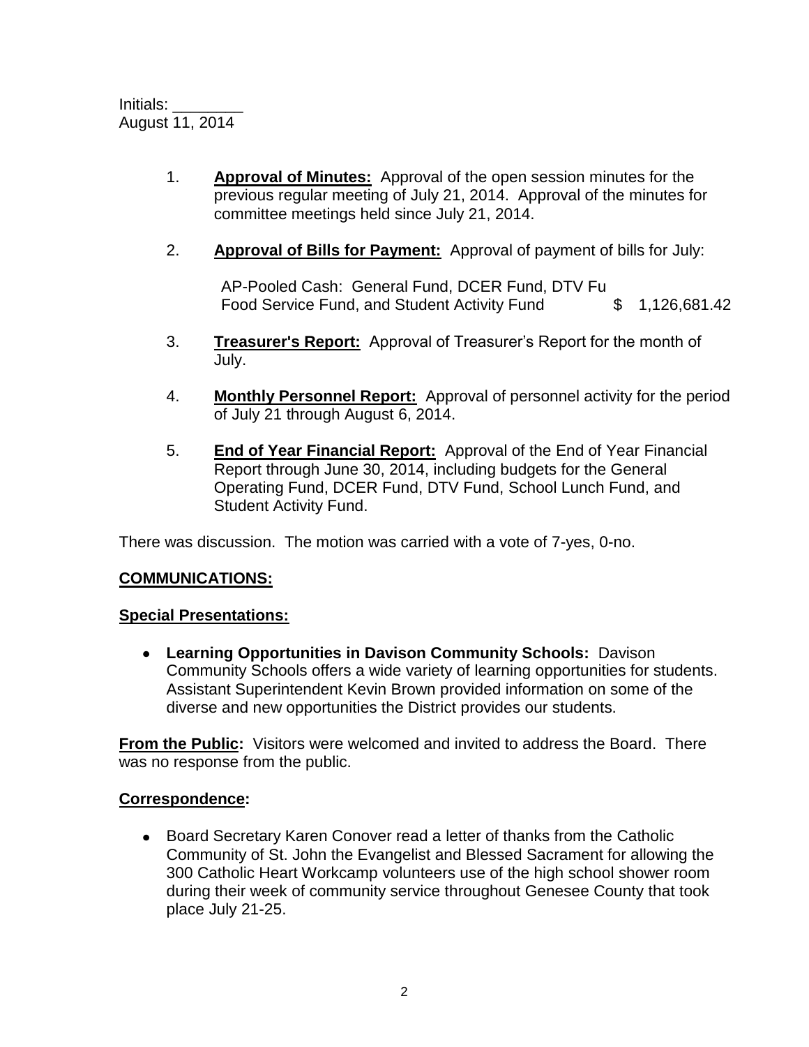Initials: ________
August 11, 2014

1. **Approval of Minutes:** Approval of the open session minutes for the previous regular meeting of July 21, 2014. Approval of the minutes for committee meetings held since July 21, 2014.

2. **Approval of Bills for Payment:** Approval of payment of bills for July:

   AP-Pooled Cash: General Fund, DCER Fund, DTV Fu
   Food Service Fund, and Student Activity Fund $ 1,126,681.42

3. **Treasurer's Report:** Approval of Treasurer's Report for the month of July.

4. **Monthly Personnel Report:** Approval of personnel activity for the period of July 21 through August 6, 2014.

5. **End of Year Financial Report:** Approval of the End of Year Financial Report through June 30, 2014, including budgets for the General Operating Fund, DCER Fund, DTV Fund, School Lunch Fund, and Student Activity Fund.

There was discussion. The motion was carried with a vote of 7-yes, 0-no.

**COMMUNICATIONS:**

**Special Presentations:**

- **Learning Opportunities in Davison Community Schools:** Davison Community Schools offers a wide variety of learning opportunities for students. Assistant Superintendent Kevin Brown provided information on some of the diverse and new opportunities the District provides our students.

**From the Public:** Visitors were welcomed and invited to address the Board. There was no response from the public.

**Correspondence:**

- Board Secretary Karen Conover read a letter of thanks from the Catholic Community of St. John the Evangelist and Blessed Sacrament for allowing the 300 Catholic Heart Workcamp volunteers use of the high school shower room during their week of community service throughout Genesee County that took place July 21-25.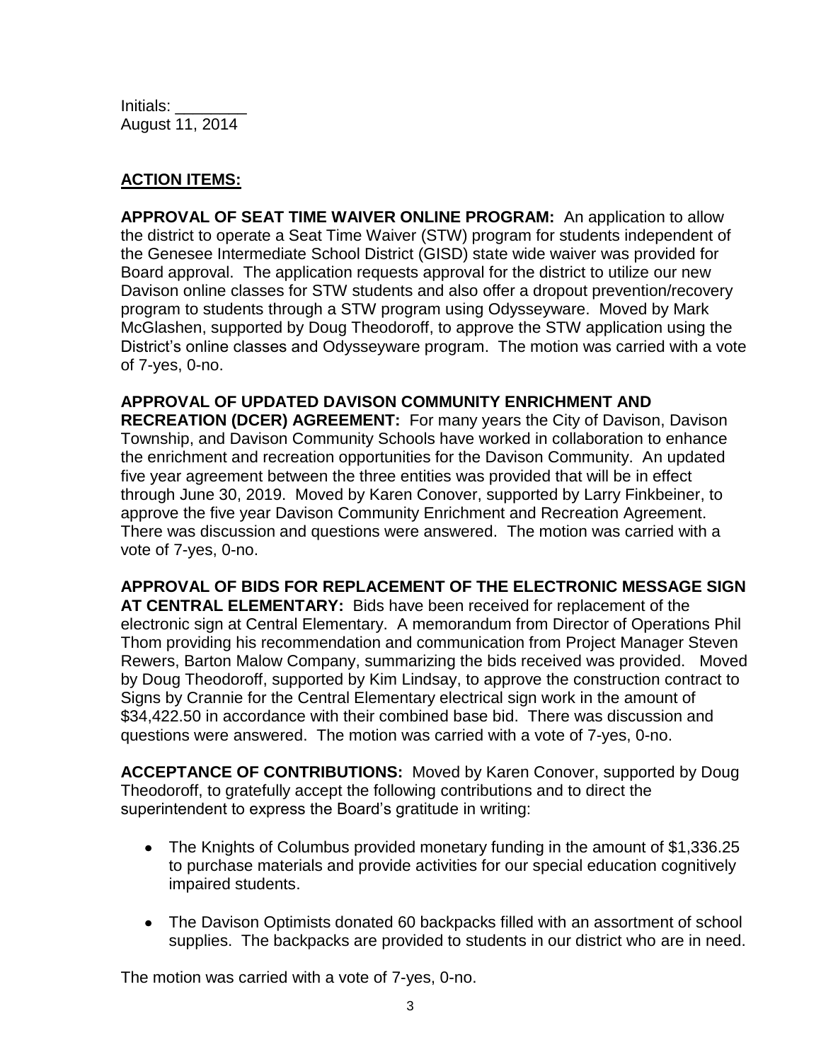Initials: ________
August 11, 2014

**ACTION ITEMS:**

**APPROVAL OF SEAT TIME WAIVER ONLINE PROGRAM:** An application to allow the district to operate a Seat Time Waiver (STW) program for students independent of the Genesee Intermediate School District (GISD) state wide waiver was provided for Board approval. The application requests approval for the district to utilize our new Davison online classes for STW students and also offer a dropout prevention/recovery program to students through a STW program using Odysseyware. Moved by Mark McGlashen, supported by Doug Theodoroff, to approve the STW application using the District's online classes and Odysseyware program. The motion was carried with a vote of 7-yes, 0-no.

**APPROVAL OF UPDATED DAVISON COMMUNITY ENRICHMENT AND RECREATION (DCER) AGREEMENT:** For many years the City of Davison, Davison Township, and Davison Community Schools have worked in collaboration to enhance the enrichment and recreation opportunities for the Davison Community. An updated five year agreement between the three entities was provided that will be in effect through June 30, 2019. Moved by Karen Conover, supported by Larry Finkbeiner, to approve the five year Davison Community Enrichment and Recreation Agreement. There was discussion and questions were answered. The motion was carried with a vote of 7-yes, 0-no.

**APPROVAL OF BIDS FOR REPLACEMENT OF THE ELECTRONIC MESSAGE SIGN AT CENTRAL ELEMENTARY:** Bids have been received for replacement of the electronic sign at Central Elementary. A memorandum from Director of Operations Phil Thom providing his recommendation and communication from Project Manager Steven Rewers, Barton Malow Company, summarizing the bids received was provided. Moved by Doug Theodoroff, supported by Kim Lindsay, to approve the construction contract to Signs by Crannie for the Central Elementary electrical sign work in the amount of $34,422.50 in accordance with their combined base bid. There was discussion and questions were answered. The motion was carried with a vote of 7-yes, 0-no.

**ACCEPTANCE OF CONTRIBUTIONS:** Moved by Karen Conover, supported by Doug Theodoroff, to gratefully accept the following contributions and to direct the superintendent to express the Board's gratitude in writing:

- The Knights of Columbus provided monetary funding in the amount of $1,336.25 to purchase materials and provide activities for our special education cognitively impaired students.
- The Davison Optimists donated 60 backpacks filled with an assortment of school supplies. The backpacks are provided to students in our district who are in need.

The motion was carried with a vote of 7-yes, 0-no.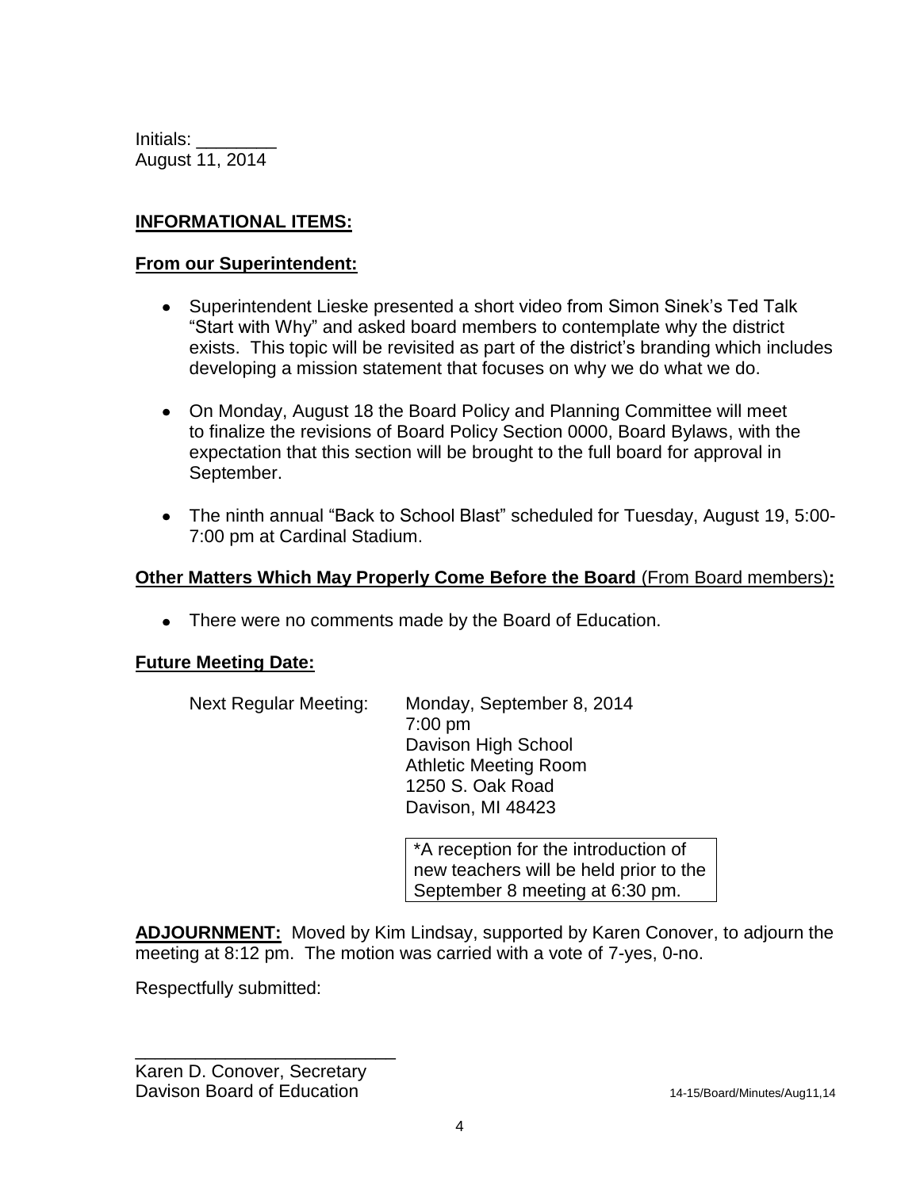Initials: ________
August 11, 2014

**INFORMATIONAL ITEMS:**

**From our Superintendent:**

- Superintendent Lieske presented a short video from Simon Sinek's Ted Talk "Start with Why" and asked board members to contemplate why the district exists. This topic will be revisited as part of the district's branding which includes developing a mission statement that focuses on why we do what we do.
- On Monday, August 18 the Board Policy and Planning Committee will meet to finalize the revisions of Board Policy Section 0000, Board Bylaws, with the expectation that this section will be brought to the full board for approval in September.
- The ninth annual "Back to School Blast" scheduled for Tuesday, August 19, 5:00-7:00 pm at Cardinal Stadium.

**Other Matters Which May Properly Come Before the Board** (From Board members)**:**

- There were no comments made by the Board of Education.

**Future Meeting Date:**

Next Regular Meeting: Monday, September 8, 2014
7:00 pm
Davison High School
Athletic Meeting Room
1250 S. Oak Road
Davison, MI 48423

*A reception for the introduction of new teachers will be held prior to the September 8 meeting at 6:30 pm.

**ADJOURNMENT:** Moved by Kim Lindsay, supported by Karen Conover, to adjourn the meeting at 8:12 pm. The motion was carried with a vote of 7-yes, 0-no.

Respectfully submitted:

___________________________
Karen D. Conover, Secretary
Davison Board of Education

14-15/Board/Minutes/Aug11,14